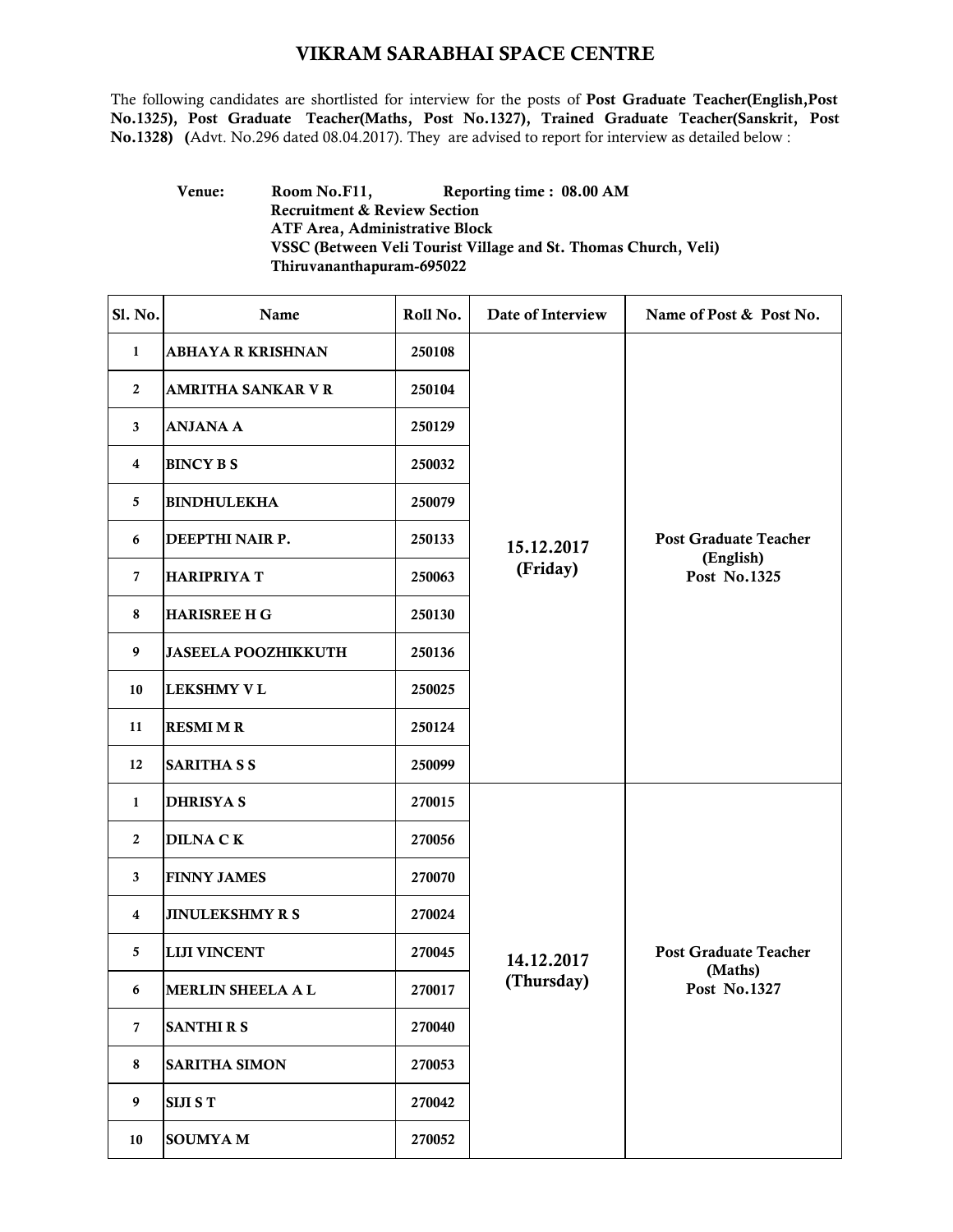# VIKRAM SARABHAI SPACE CENTRE

The following candidates are shortlisted for interview for the posts of **Post Graduate Teacher(English,Post No.1325), Post Graduate Teacher(Maths, Post No.1327), Trained Graduate Teacher(Sanskrit, Post No.1328)** (Advt. No.296 dated 08.04.2017). They are advised to report for interview as detailed below :

**Venue:** **Room No.F11,** **Reporting time : 08.00 AM**
**Recruitment & Review Section**
**ATF Area, Administrative Block**
**VSSC (Between Veli Tourist Village and St. Thomas Church, Veli)**
**Thiruvananthapuram-695022**

| Sl. No. | Name | Roll No. | Date of Interview | Name of Post & Post No. |
|---|---|---|---|---|
| 1 | ABHAYA R KRISHNAN | 250108 | 15.12.2017 (Friday) | Post Graduate Teacher (English) Post No.1325 |
| 2 | AMRITHA SANKAR V R | 250104 | | |
| 3 | ANJANA A | 250129 | | |
| 4 | BINCY B S | 250032 | | |
| 5 | BINDHULEKHA | 250079 | | |
| 6 | DEEPTHI NAIR P. | 250133 | | |
| 7 | HARIPRIYA T | 250063 | | |
| 8 | HARISREE H G | 250130 | | |
| 9 | JASEELA POOZHIKKUTH | 250136 | | |
| 10 | LEKSHMY V L | 250025 | | |
| 11 | RESMI M R | 250124 | | |
| 12 | SARITHA S S | 250099 | | |
| 1 | DHRISYA S | 270015 | 14.12.2017 (Thursday) | Post Graduate Teacher (Maths) Post No.1327 |
| 2 | DILNA C K | 270056 | | |
| 3 | FINNY JAMES | 270070 | | |
| 4 | JINULEKSHMY R S | 270024 | | |
| 5 | LIJI VINCENT | 270045 | | |
| 6 | MERLIN SHEELA A L | 270017 | | |
| 7 | SANTHI R S | 270040 | | |
| 8 | SARITHA SIMON | 270053 | | |
| 9 | SIJI S T | 270042 | | |
| 10 | SOUMYA M | 270052 | | |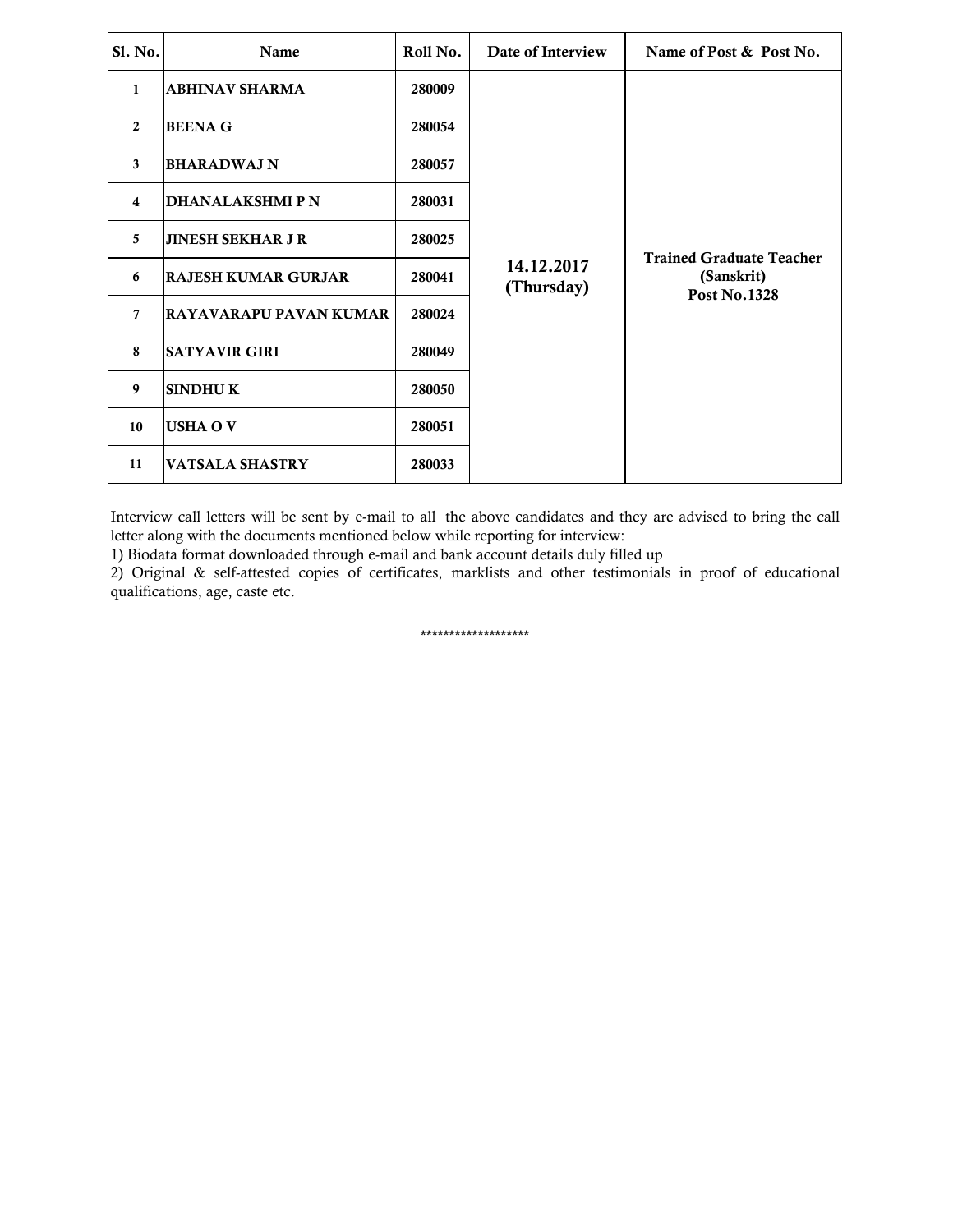| Sl. No. | Name | Roll No. | Date of Interview | Name of Post & Post No. |
|---|---|---|---|---|
| 1 | ABHINAV SHARMA | 280009 | 14.12.2017 (Thursday) | Trained Graduate Teacher (Sanskrit) Post No.1328 |
| 2 | BEENA G | 280054 | | |
| 3 | BHARADWAJ N | 280057 | | |
| 4 | DHANALAKSHMI P N | 280031 | | |
| 5 | JINESH SEKHAR J R | 280025 | | |
| 6 | RAJESH KUMAR GURJAR | 280041 | | |
| 7 | RAYAVARAPU PAVAN KUMAR | 280024 | | |
| 8 | SATYAVIR GIRI | 280049 | | |
| 9 | SINDHU K | 280050 | | |
| 10 | USHA O V | 280051 | | |
| 11 | VATSALA SHASTRY | 280033 | | |

Interview call letters will be sent by e-mail to all the above candidates and they are advised to bring the call letter along with the documents mentioned below while reporting for interview:

1) Biodata format downloaded through e-mail and bank account details duly filled up

2) Original & self-attested copies of certificates, marklists and other testimonials in proof of educational qualifications, age, caste etc.

*******************